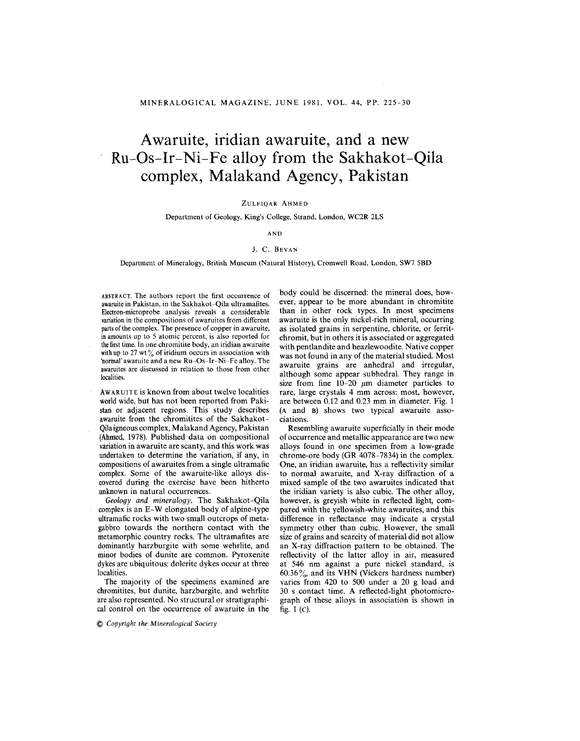# Awaruite, iridian awaruite, and a new Ru–Os–Ir–Ni–Fe alloy from the Sakhakot–Qila complex, Malakand Agency, Pakistan

ZULFIQAR AHMED

Department of Geology, King's College, Strand, London, WC2R 2LS

AND

J. C. BEVAN

Department of Mineralogy, British Museum (Natural History), Cromwell Road, London, SW7 5BD

ABSTRACT. The authors report the first occurrence of awaruite in Pakistan, in the Sakhakot–Qila ultramafites. Electron-microprobe analysis reveals a considerable variation in the compositions of awaruites from different parts of the complex. The presence of copper in awaruite, in amounts up to 5 atomic percent, is also reported for the first time. In one chromitite body, an iridian awaruite with up to 27 wt % of iridium occurs in association with 'normal' awaruite and a new Ru–Os–Ir–Ni–Fe alloy. The awaruites are discussed in relation to those from other localities.

AWARUITE is known from about twelve localities world wide, but has not been reported from Pakistan or adjacent regions. This study describes awaruite from the chromitites of the Sakhakot–Qila igneous complex, Malakand Agency, Pakistan (Ahmed, 1978). Published data on compositional variation in awaruite are scanty, and this work was undertaken to determine the variation, if any, in compositions of awaruites from a single ultramafic complex. Some of the awaruite-like alloys discovered during the exercise have been hitherto unknown in natural occurrences.

*Geology and mineralogy*. The Sakhakot–Qila complex is an E–W elongated body of alpine-type ultramafic rocks with two small outcrops of metagabbro towards the northern contact with the metamorphic country rocks. The ultramafites are dominantly harzburgite with some wehrlite, and minor bodies of dunite are common. Pyroxenite dykes are ubiquitous: dolerite dykes occur at three localities.

The majority of the specimens examined are chromitites, but dunite, harzburgite, and wehrlite are also represented. No structural or stratigraphical control on the occurrence of awaruite in the body could be discerned: the mineral does, however, appear to be more abundant in chromitite than in other rock types. In most specimens awaruite is the only nickel-rich mineral, occurring as isolated grains in serpentine, chlorite, or ferritchromit, but in others it is associated or aggregated with pentlandite and heazlewoodite. Native copper was not found in any of the material studied. Most awaruite grains are anhedral and irregular, although some appear subhedral. They range in size from fine 10–20 μm diameter particles to rare, large crystals 4 mm across: most, however, are between 0.12 and 0.23 mm in diameter. Fig. 1 (A and B) shows two typical awaruite associations.

Resembling awaruite superficially in their mode of occurrence and metallic appearance are two new alloys found in one specimen from a low-grade chrome-ore body (GR 4078–7834) in the complex. One, an iridian awaruite, has a reflectivity similar to normal awaruite, and X-ray diffraction of a mixed sample of the two awaruites indicated that the iridian variety is also cubic. The other alloy, however, is greyish white in reflected light, compared with the yellowish-white awaruites, and this difference in reflectance may indicate a crystal symmetry other than cubic. However, the small size of grains and scarcity of material did not allow an X-ray diffraction pattern to be obtained. The reflectivity of the latter alloy in air, measured at 546 nm against a pure nickel standard, is 60.36 %, and its VHN (Vickers hardness number) varies from 420 to 500 under a 20 g load and 30 s contact time. A reflected-light photomicrograph of these alloys in association is shown in fig. 1 (C).

© *Copyright the Mineralogical Society*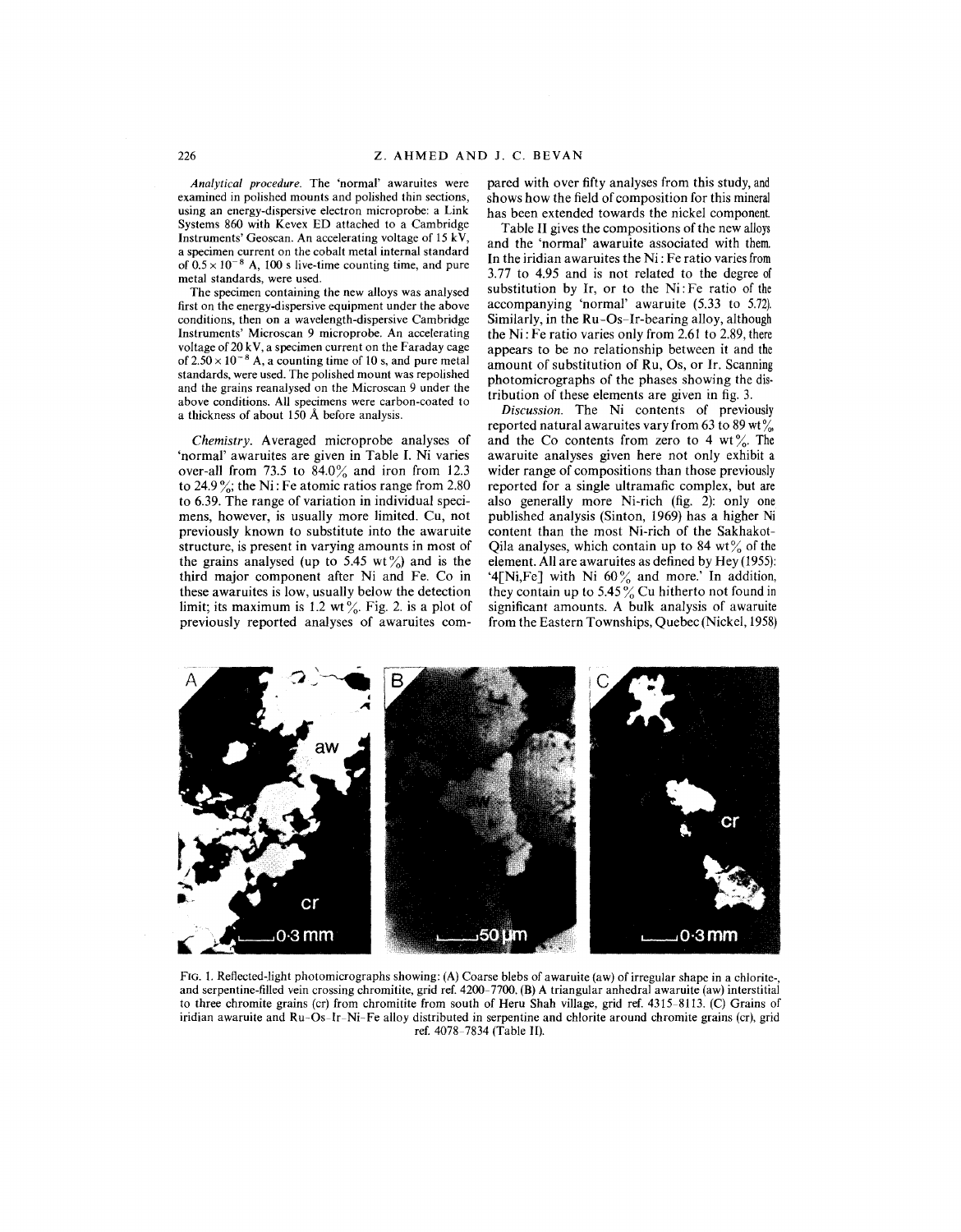*Analytical procedure.* The 'normal' awaruites were examined in polished mounts and polished thin sections, using an energy-dispersive electron microprobe: a Link Systems 860 with Kevex ED attached to a Cambridge Instruments' Geoscan. An accelerating voltage of 15 kV, a specimen current on the cobalt metal internal standard of $0.5 \times 10^{-8}$ A, 100 s live-time counting time, and pure metal standards, were used.

The specimen containing the new alloys was analysed first on the energy-dispersive equipment under the above conditions, then on a wavelength-dispersive Cambridge Instruments' Microscan 9 microprobe. An accelerating voltage of 20 kV, a specimen current on the Faraday cage of $2.50 \times 10^{-8}$ A, a counting time of 10 s, and pure metal standards, were used. The polished mount was repolished and the grains reanalysed on the Microscan 9 under the above conditions. All specimens were carbon-coated to a thickness of about 150 Å before analysis.

*Chemistry.* Averaged microprobe analyses of 'normal' awaruites are given in Table I. Ni varies over-all from 73.5 to 84.0% and iron from 12.3 to 24.9%; the Ni:Fe atomic ratios range from 2.80 to 6.39. The range of variation in individual specimens, however, is usually more limited. Cu, not previously known to substitute into the awaruite structure, is present in varying amounts in most of the grains analysed (up to 5.45 wt%) and is the third major component after Ni and Fe. Co in these awaruites is low, usually below the detection limit; its maximum is 1.2 wt%. Fig. 2. is a plot of previously reported analyses of awaruites compared with over fifty analyses from this study, and shows how the field of composition for this mineral has been extended towards the nickel component.

Table II gives the compositions of the new alloys and the 'normal' awaruite associated with them. In the iridian awaruites the Ni:Fe ratio varies from 3.77 to 4.95 and is not related to the degree of substitution by Ir, or to the Ni:Fe ratio of the accompanying 'normal' awaruite (5.33 to 5.72). Similarly, in the Ru-Os-Ir-bearing alloy, although the Ni:Fe ratio varies only from 2.61 to 2.89, there appears to be no relationship between it and the amount of substitution of Ru, Os, or Ir. Scanning photomicrographs of the phases showing the distribution of these elements are given in fig. 3.

*Discussion.* The Ni contents of previously reported natural awaruites vary from 63 to 89 wt%, and the Co contents from zero to 4 wt%. The awaruite analyses given here not only exhibit a wider range of compositions than those previously reported for a single ultramafic complex, but are also generally more Ni-rich (fig. 2): only one published analysis (Sinton, 1969) has a higher Ni content than the most Ni-rich of the Sakhakot-Qila analyses, which contain up to 84 wt% of the element. All are awaruites as defined by Hey (1955): '4[Ni,Fe] with Ni 60% and more.' In addition, they contain up to 5.45% Cu hitherto not found in significant amounts. A bulk analysis of awaruite from the Eastern Townships, Quebec (Nickel, 1958)

FIG. 1. Reflected-light photomicrographs showing: (A) Coarse blebs of awaruite (aw) of irregular shape in a chlorite-, and serpentine-filled vein crossing chromitite, grid ref. 4200–7700. (B) A triangular anhedral awaruite (aw) interstitial to three chromite grains (cr) from chromitite from south of Heru Shah village, grid ref. 4315–8113. (C) Grains of iridian awaruite and Ru-Os-Ir-Ni-Fe alloy distributed in serpentine and chlorite around chromite grains (cr), grid ref. 4078–7834 (Table II).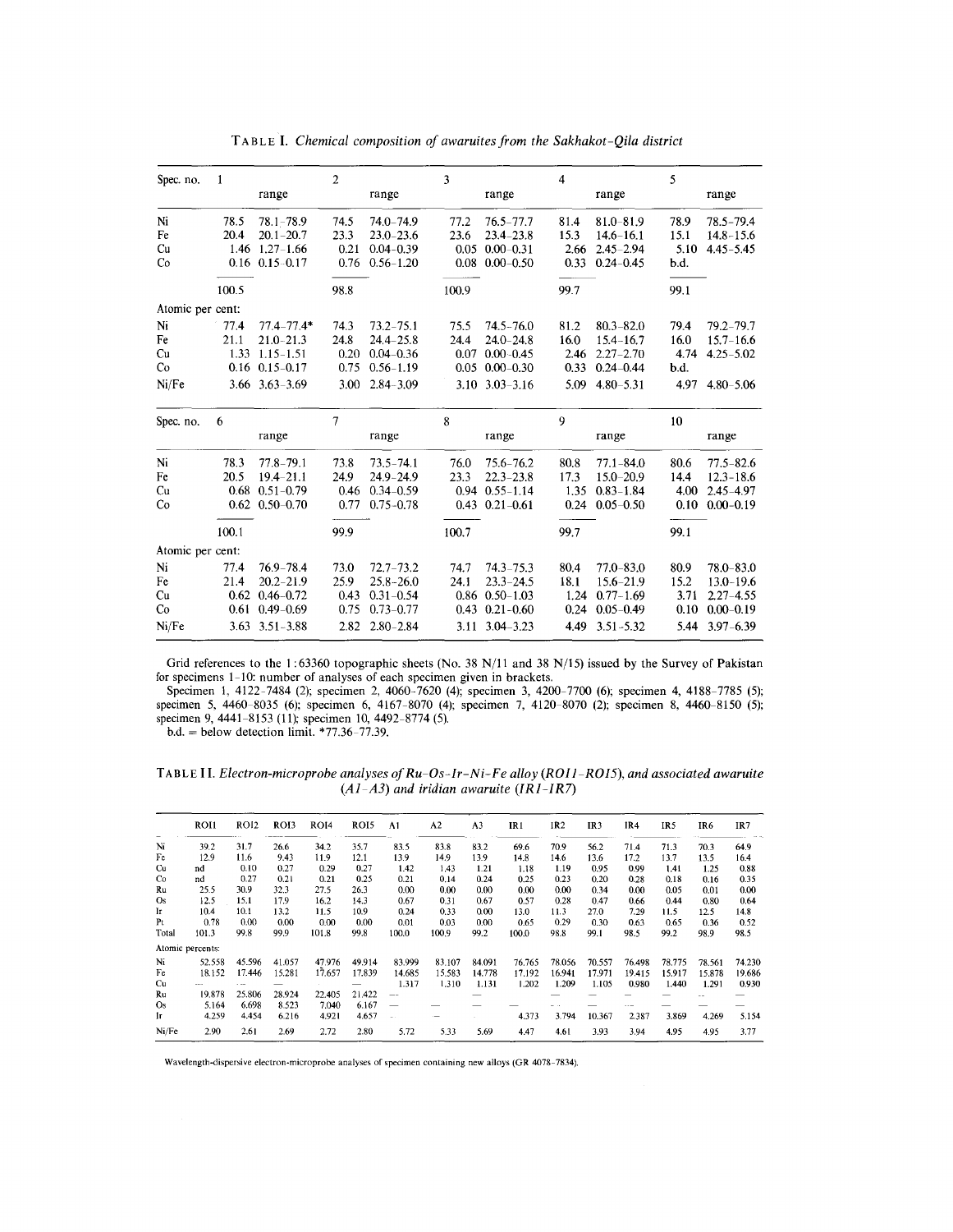TABLE I. *Chemical composition of awaruites from the Sakhakot-Qila district*

| Spec. no. | 1 | range | 2 | range | 3 | range | 4 | range | 5 | range |
|---|---|---|---|---|---|---|---|---|---|---|
| Ni | 78.5 | 78.1–78.9 | 74.5 | 74.0–74.9 | 77.2 | 76.5–77.7 | 81.4 | 81.0–81.9 | 78.9 | 78.5–79.4 |
| Fe | 20.4 | 20.1–20.7 | 23.3 | 23.0–23.6 | 23.6 | 23.4–23.8 | 15.3 | 14.6–16.1 | 15.1 | 14.8–15.6 |
| Cu | 1.46 | 1.27–1.66 | 0.21 | 0.04–0.39 | 0.05 | 0.00–0.31 | 2.66 | 2.45–2.94 | 5.10 | 4.45–5.45 |
| Co | 0.16 | 0.15–0.17 | 0.76 | 0.56–1.20 | 0.08 | 0.00–0.50 | 0.33 | 0.24–0.45 | b.d. | |
| | 100.5 | | 98.8 | | 100.9 | | 99.7 | | 99.1 | |
| Atomic per cent: | | | | | | | | | | |
| Ni | 77.4 | 77.4–77.4* | 74.3 | 73.2–75.1 | 75.5 | 74.5–76.0 | 81.2 | 80.3–82.0 | 79.4 | 79.2–79.7 |
| Fe | 21.1 | 21.0–21.3 | 24.8 | 24.4–25.8 | 24.4 | 24.0–24.8 | 16.0 | 15.4–16.7 | 16.0 | 15.7–16.6 |
| Cu | 1.33 | 1.15–1.51 | 0.20 | 0.04–0.36 | 0.07 | 0.00–0.45 | 2.46 | 2.27–2.70 | 4.74 | 4.25–5.02 |
| Co | 0.16 | 0.15–0.17 | 0.75 | 0.56–1.19 | 0.05 | 0.00–0.30 | 0.33 | 0.24–0.44 | b.d. | |
| Ni/Fe | 3.66 | 3.63–3.69 | 3.00 | 2.84–3.09 | 3.10 | 3.03–3.16 | 5.09 | 4.80–5.31 | 4.97 | 4.80–5.06 |

| Spec. no. | 6 | range | 7 | range | 8 | range | 9 | range | 10 | range |
|---|---|---|---|---|---|---|---|---|---|---|
| Ni | 78.3 | 77.8–79.1 | 73.8 | 73.5–74.1 | 76.0 | 75.6–76.2 | 80.8 | 77.1–84.0 | 80.6 | 77.5–82.6 |
| Fe | 20.5 | 19.4–21.1 | 24.9 | 24.9–24.9 | 23.3 | 22.3–23.8 | 17.3 | 15.0–20.9 | 14.4 | 12.3–18.6 |
| Cu | 0.68 | 0.51–0.79 | 0.46 | 0.34–0.59 | 0.94 | 0.55–1.14 | 1.35 | 0.83–1.84 | 4.00 | 2.45–4.97 |
| Co | 0.62 | 0.50–0.70 | 0.77 | 0.75–0.78 | 0.43 | 0.21–0.61 | 0.24 | 0.05–0.50 | 0.10 | 0.00–0.19 |
| | 100.1 | | 99.9 | | 100.7 | | 99.7 | | 99.1 | |
| Atomic per cent: | | | | | | | | | | |
| Ni | 77.4 | 76.9–78.4 | 73.0 | 72.7–73.2 | 74.7 | 74.3–75.3 | 80.4 | 77.0–83.0 | 80.9 | 78.0–83.0 |
| Fe | 21.4 | 20.2–21.9 | 25.9 | 25.8–26.0 | 24.1 | 23.3–24.5 | 18.1 | 15.6–21.9 | 15.2 | 13.0–19.6 |
| Cu | 0.62 | 0.46–0.72 | 0.43 | 0.31–0.54 | 0.86 | 0.50–1.03 | 1.24 | 0.77–1.69 | 3.71 | 2.27–4.55 |
| Co | 0.61 | 0.49–0.69 | 0.75 | 0.73–0.77 | 0.43 | 0.21–0.60 | 0.24 | 0.05–0.49 | 0.10 | 0.00–0.19 |
| Ni/Fe | 3.63 | 3.51–3.88 | 2.82 | 2.80–2.84 | 3.11 | 3.04–3.23 | 4.49 | 3.51–5.32 | 5.44 | 3.97–6.39 |

Grid references to the 1:63360 topographic sheets (No. 38 N/11 and 38 N/15) issued by the Survey of Pakistan for specimens 1–10: number of analyses of each specimen given in brackets.

Specimen 1, 4122–7484 (2); specimen 2, 4060–7620 (4); specimen 3, 4200–7700 (6); specimen 4, 4188–7785 (5); specimen 5, 4460–8035 (6); specimen 6, 4167–8070 (4); specimen 7, 4120–8070 (2); specimen 8, 4460–8150 (5); specimen 9, 4441–8153 (11); specimen 10, 4492–8774 (5).

b.d. = below detection limit. *77.36–77.39.

TABLE II. *Electron-microprobe analyses of Ru-Os-Ir-Ni-Fe alloy (ROI1–ROI5), and associated awaruite (A1–A3) and iridian awaruite (IR1–IR7)*

| | ROI1 | ROI2 | ROI3 | ROI4 | ROI5 | A1 | A2 | A3 | IR1 | IR2 | IR3 | IR4 | IR5 | IR6 | IR7 |
|---|---|---|---|---|---|---|---|---|---|---|---|---|---|---|---|
| Ni | 39.2 | 31.7 | 26.6 | 34.2 | 35.7 | 83.5 | 83.8 | 83.2 | 69.6 | 70.9 | 56.2 | 71.4 | 71.3 | 70.3 | 64.9 |
| Fe | 12.9 | 11.6 | 9.43 | 11.9 | 12.1 | 13.9 | 14.9 | 13.9 | 14.8 | 14.6 | 13.6 | 17.2 | 13.7 | 13.5 | 16.4 |
| Cu | nd | 0.10 | 0.27 | 0.29 | 0.27 | 1.42 | 1.43 | 1.21 | 1.18 | 1.19 | 0.95 | 0.99 | 1.41 | 1.25 | 0.88 |
| Co | nd | 0.27 | 0.21 | 0.21 | 0.25 | 0.21 | 0.14 | 0.24 | 0.25 | 0.23 | 0.20 | 0.28 | 0.18 | 0.16 | 0.35 |
| Ru | 25.5 | 30.9 | 32.3 | 27.5 | 26.3 | 0.00 | 0.00 | 0.00 | 0.00 | 0.00 | 0.34 | 0.00 | 0.05 | 0.01 | 0.00 |
| Os | 12.5 | 15.1 | 17.9 | 16.2 | 14.3 | 0.67 | 0.31 | 0.67 | 0.57 | 0.28 | 0.47 | 0.66 | 0.44 | 0.80 | 0.64 |
| Ir | 10.4 | 10.1 | 13.2 | 11.5 | 10.9 | 0.24 | 0.33 | 0.00 | 13.0 | 11.3 | 27.0 | 7.29 | 11.5 | 12.5 | 14.8 |
| Pt | 0.78 | 0.00 | 0.00 | 0.00 | 0.00 | 0.01 | 0.03 | 0.00 | 0.65 | 0.29 | 0.30 | 0.63 | 0.65 | 0.36 | 0.52 |
| Total | 101.3 | 99.8 | 99.9 | 101.8 | 99.8 | 100.0 | 100.9 | 99.2 | 100.0 | 98.8 | 99.1 | 98.5 | 99.2 | 98.9 | 98.5 |
| Atomic percents: | | | | | | | | | | | | | | | |
| Ni | 52.558 | 45.596 | 41.057 | 47.976 | 49.914 | 83.999 | 83.107 | 84.091 | 76.765 | 78.056 | 70.557 | 76.498 | 78.775 | 78.561 | 74.230 |
| Fe | 18.152 | 17.446 | 15.281 | 17.657 | 17.839 | 14.685 | 15.583 | 14.778 | 17.192 | 16.941 | 17.971 | 19.415 | 15.917 | 15.878 | 19.686 |
| Cu | — | — | — | — | — | 1.317 | 1.310 | 1.131 | 1.202 | 1.209 | 1.105 | 0.980 | 1.440 | 1.291 | 0.930 |
| Ru | 19.878 | 25.806 | 28.924 | 22.405 | 21.422 | — | | | — | — | — | — | — | — | — |
| Os | 5.164 | 6.698 | 8.523 | 7.040 | 6.167 | — | — | — | — | — | — | — | — | — | — |
| Ir | 4.259 | 4.454 | 6.216 | 4.921 | 4.657 | - | — | | 4.373 | 3.794 | 10.367 | 2.387 | 3.869 | 4.269 | 5.154 |
| Ni/Fe | 2.90 | 2.61 | 2.69 | 2.72 | 2.80 | 5.72 | 5.33 | 5.69 | 4.47 | 4.61 | 3.93 | 3.94 | 4.95 | 4.95 | 3.77 |

Wavelength-dispersive electron-microprobe analyses of specimen containing new alloys (GR 4078–7834).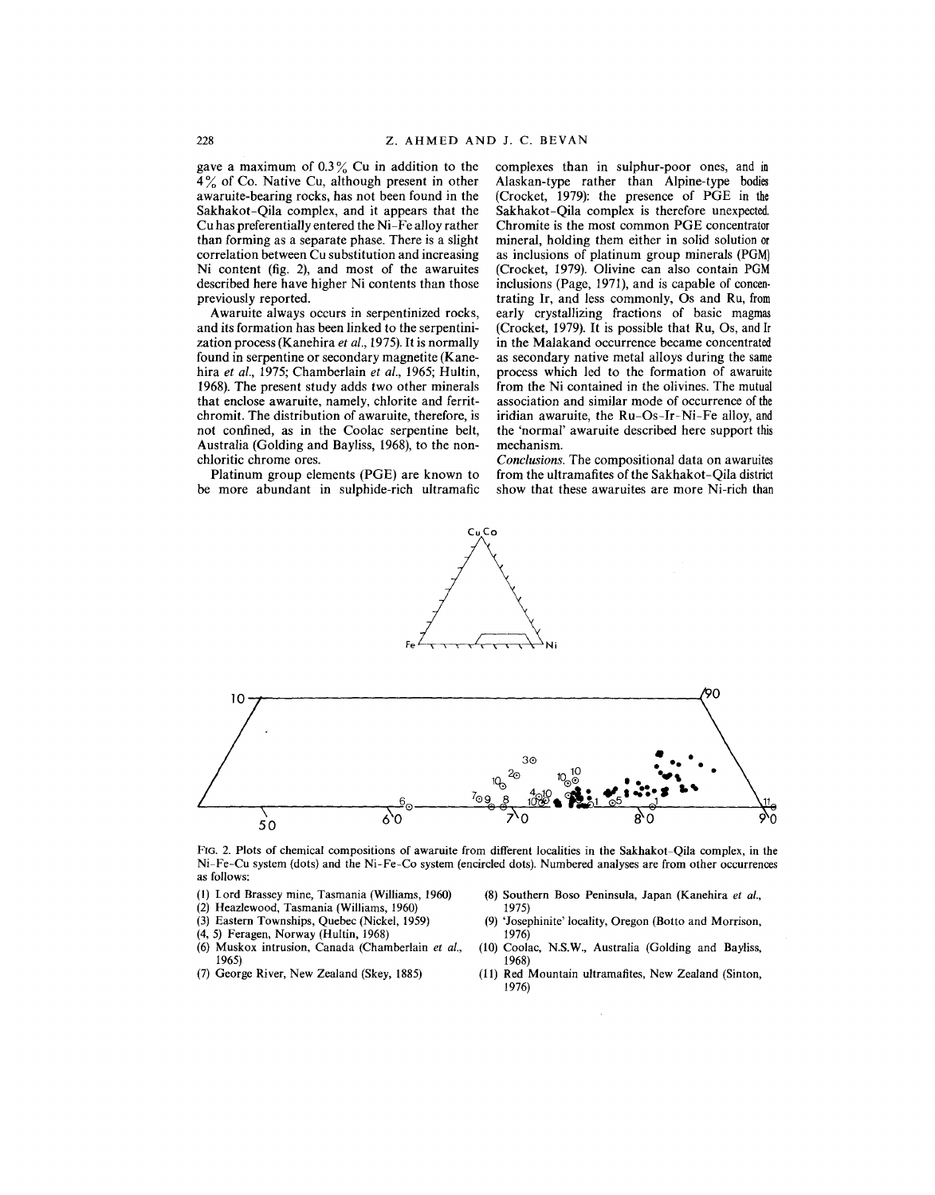gave a maximum of 0.3% Cu in addition to the 4% of Co. Native Cu, although present in other awaruite-bearing rocks, has not been found in the Sakhakot–Qila complex, and it appears that the Cu has preferentially entered the Ni–Fe alloy rather than forming as a separate phase. There is a slight correlation between Cu substitution and increasing Ni content (fig. 2), and most of the awaruites described here have higher Ni contents than those previously reported.

Awaruite always occurs in serpentinized rocks, and its formation has been linked to the serpentinization process (Kanehira *et al.*, 1975). It is normally found in serpentine or secondary magnetite (Kanehira *et al.*, 1975; Chamberlain *et al.*, 1965; Hultin, 1968). The present study adds two other minerals that enclose awaruite, namely, chlorite and ferritchromit. The distribution of awaruite, therefore, is not confined, as in the Coolac serpentine belt, Australia (Golding and Bayliss, 1968), to the non-chloritic chrome ores.

Platinum group elements (PGE) are known to be more abundant in sulphide-rich ultramafic complexes than in sulphur-poor ones, and in Alaskan-type rather than Alpine-type bodies (Crocket, 1979): the presence of PGE in the Sakhakot–Qila complex is therefore unexpected. Chromite is the most common PGE concentrator mineral, holding them either in solid solution or as inclusions of platinum group minerals (PGM) (Crocket, 1979). Olivine can also contain PGM inclusions (Page, 1971), and is capable of concentrating Ir, and less commonly, Os and Ru, from early crystallizing fractions of basic magmas (Crocket, 1979). It is possible that Ru, Os, and Ir in the Malakand occurrence became concentrated as secondary native metal alloys during the same process which led to the formation of awaruite from the Ni contained in the olivines. The mutual association and similar mode of occurrence of the iridian awaruite, the Ru–Os–Ir–Ni–Fe alloy, and the 'normal' awaruite described here support this mechanism.

*Conclusions.* The compositional data on awaruites from the ultramafites of the Sakhakot–Qila district show that these awaruites are more Ni-rich than

FIG. 2. Plots of chemical compositions of awaruite from different localities in the Sakhakot–Qila complex, in the Ni–Fe–Cu system (dots) and the Ni–Fe–Co system (encircled dots). Numbered analyses are from other occurrences as follows:

(1) Lord Brassey mine, Tasmania (Williams, 1960)
(2) Heazlewood, Tasmania (Williams, 1960)
(3) Eastern Townships, Quebec (Nickel, 1959)
(4, 5) Feragen, Norway (Hultin, 1968)
(6) Muskox intrusion, Canada (Chamberlain *et al.*, 1965)
(7) George River, New Zealand (Skey, 1885)
(8) Southern Boso Peninsula, Japan (Kanehira *et al.*, 1975)
(9) 'Josephinite' locality, Oregon (Botto and Morrison, 1976)
(10) Coolac, N.S.W., Australia (Golding and Bayliss, 1968)
(11) Red Mountain ultramafites, New Zealand (Sinton, 1976)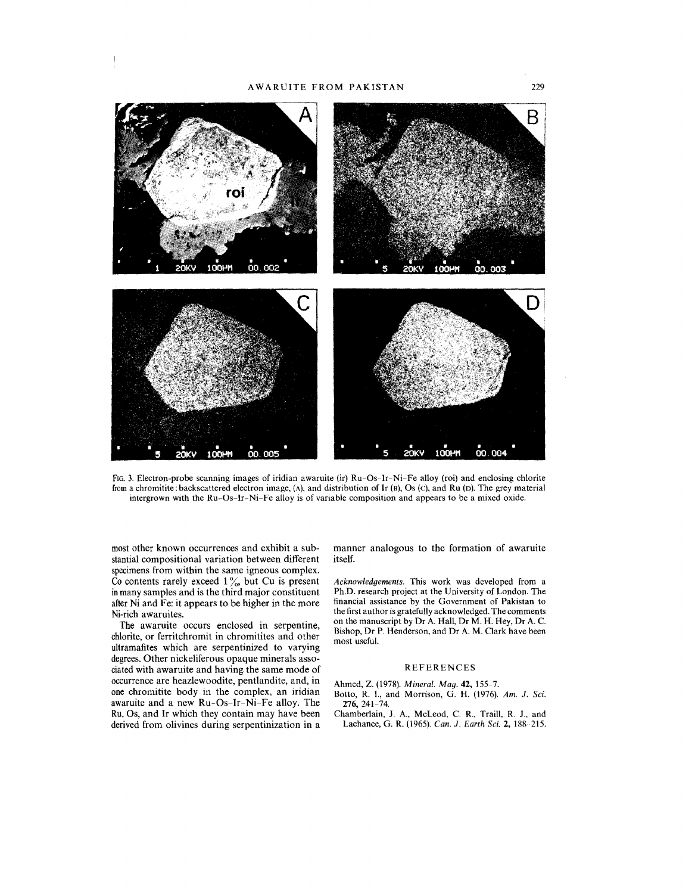FIG. 3. Electron-probe scanning images of iridian awaruite (ir) Ru–Os–Ir–Ni–Fe alloy (roi) and enclosing chlorite from a chromitite: backscattered electron image, (A), and distribution of Ir (B), Os (C), and Ru (D). The grey material intergrown with the Ru–Os–Ir–Ni–Fe alloy is of variable composition and appears to be a mixed oxide.

most other known occurrences and exhibit a substantial compositional variation between different specimens from within the same igneous complex. Co contents rarely exceed 1 %, but Cu is present in many samples and is the third major constituent after Ni and Fe: it appears to be higher in the more Ni-rich awaruites.

The awaruite occurs enclosed in serpentine, chlorite, or ferritchromit in chromitites and other ultramafites which are serpentinized to varying degrees. Other nickeliferous opaque minerals associated with awaruite and having the same mode of occurrence are heazlewoodite, pentlandite, and, in one chromitite body in the complex, an iridian awaruite and a new Ru–Os–Ir–Ni–Fe alloy. The Ru, Os, and Ir which they contain may have been derived from olivines during serpentinization in a manner analogous to the formation of awaruite itself.

*Acknowledgements.* This work was developed from a Ph.D. research project at the University of London. The financial assistance by the Government of Pakistan to the first author is gratefully acknowledged. The comments on the manuscript by Dr A. Hall, Dr M. H. Hey, Dr A. C. Bishop, Dr P. Henderson, and Dr A. M. Clark have been most useful.

## REFERENCES

Ahmed, Z. (1978). *Mineral. Mag.* **42**, 155–7.

Botto, R. I., and Morrison, G. H. (1976). *Am. J. Sci.* **276**, 241–74.

Chamberlain, J. A., McLeod, C. R., Traill, R. J., and Lachance, G. R. (1965). *Can. J. Earth Sci.* **2**, 188–215.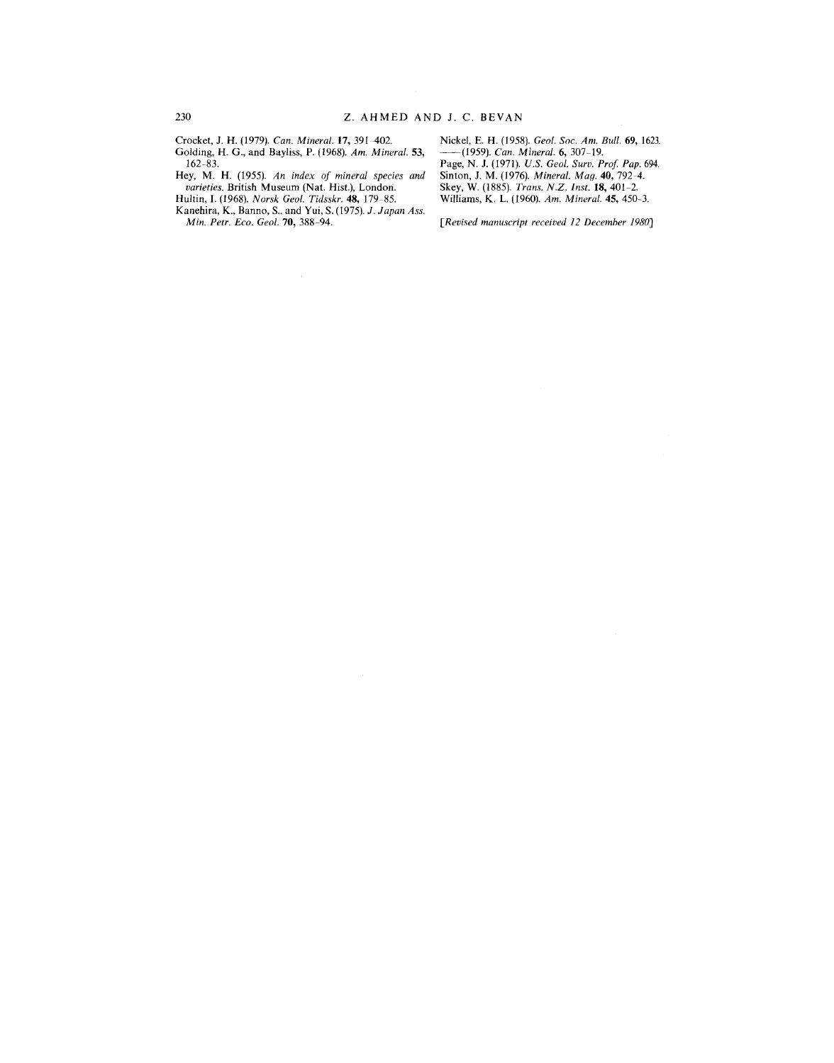Crocket, J. H. (1979). *Can. Mineral.* **17,** 391–402.

Golding, H. G., and Bayliss, P. (1968). *Am. Mineral.* **53,** 162–83.

Hey, M. H. (1955). *An index of mineral species and varieties.* British Museum (Nat. Hist.), London.

Hultin, I. (1968). *Norsk Geol. Tidsskr.* **48,** 179–85.

Kanehira, K., Banno, S., and Yui, S. (1975). *J. Japan Ass. Min. Petr. Eco. Geol.* **70,** 388–94.

Nickel, E. H. (1958). *Geol. Soc. Am. Bull.* **69,** 1623.

——(1959). *Can. Mineral.* **6,** 307–19.

Page, N. J. (1971). *U.S. Geol. Surv. Prof. Pap.* 694.

Sinton, J. M. (1976). *Mineral. Mag.* **40,** 792–4.

Skey, W. (1885). *Trans. N.Z. Inst.* **18,** 401–2.

Williams, K. L. (1960). *Am. Mineral.* **45,** 450–3.

[*Revised manuscript received 12 December 1980*]